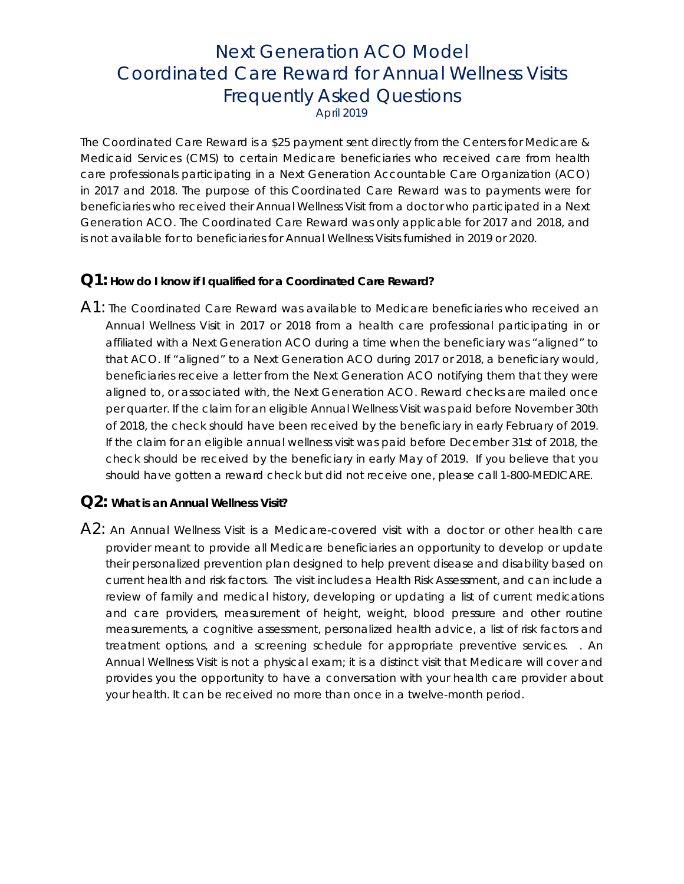# Next Generation ACO Model
# Coordinated Care Reward for Annual Wellness Visits
# Frequently Asked Questions

April 2019

The Coordinated Care Reward is a $25 payment sent directly from the Centers for Medicare & Medicaid Services (CMS) to certain Medicare beneficiaries who received care from health care professionals participating in a Next Generation Accountable Care Organization (ACO) in 2017 and 2018. The purpose of this Coordinated Care Reward was to payments were for beneficiaries who received their Annual Wellness Visit from a doctor who participated in a Next Generation ACO. The Coordinated Care Reward was only applicable for 2017 and 2018, and is not available for to beneficiaries for Annual Wellness Visits furnished in 2019 or 2020.

## Q1: How do I know if I qualified for a Coordinated Care Reward?

A1: The Coordinated Care Reward was available to Medicare beneficiaries who received an Annual Wellness Visit in 2017 or 2018 from a health care professional participating in or affiliated with a Next Generation ACO during a time when the beneficiary was "aligned" to that ACO. If "aligned" to a Next Generation ACO during 2017 or 2018, a beneficiary would, beneficiaries receive a letter from the Next Generation ACO notifying them that they were aligned to, or associated with, the Next Generation ACO. Reward checks are mailed once per quarter. If the claim for an eligible Annual Wellness Visit was paid before November 30th of 2018, the check should have been received by the beneficiary in early February of 2019. If the claim for an eligible annual wellness visit was paid before December 31st of 2018, the check should be received by the beneficiary in early May of 2019. If you believe that you should have gotten a reward check but did not receive one, please call 1-800-MEDICARE.

## Q2: What is an Annual Wellness Visit?

A2: An Annual Wellness Visit is a Medicare-covered visit with a doctor or other health care provider meant to provide all Medicare beneficiaries an opportunity to develop or update their personalized prevention plan designed to help prevent disease and disability based on current health and risk factors. The visit includes a Health Risk Assessment, and can include a review of family and medical history, developing or updating a list of current medications and care providers, measurement of height, weight, blood pressure and other routine measurements, a cognitive assessment, personalized health advice, a list of risk factors and treatment options, and a screening schedule for appropriate preventive services. . An Annual Wellness Visit is not a physical exam; it is a distinct visit that Medicare will cover and provides you the opportunity to have a conversation with your health care provider about your health. It can be received no more than once in a twelve-month period.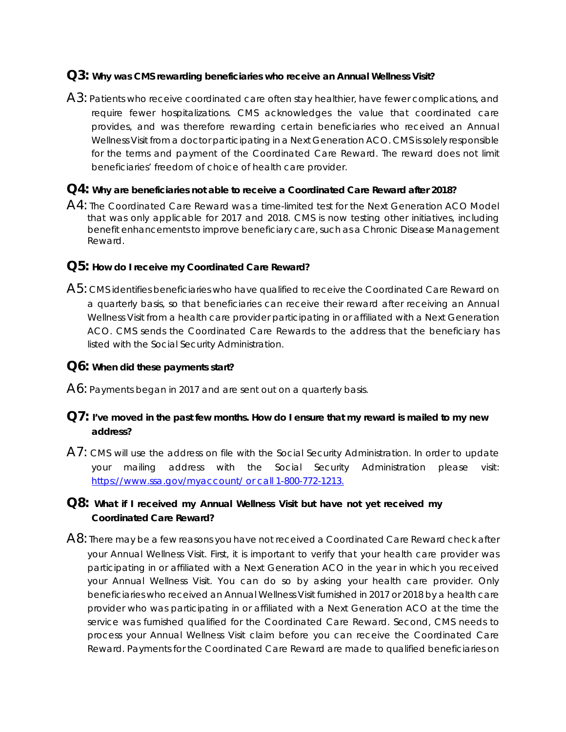**Q3: Why was CMS rewarding beneficiaries who receive an Annual Wellness Visit?**

A3: Patients who receive coordinated care often stay healthier, have fewer complications, and require fewer hospitalizations. CMS acknowledges the value that coordinated care provides, and was therefore rewarding certain beneficiaries who received an Annual Wellness Visit from a doctor participating in a Next Generation ACO. CMS is solely responsible for the terms and payment of the Coordinated Care Reward. The reward does not limit beneficiaries' freedom of choice of health care provider.

**Q4: Why are beneficiaries not able to receive a Coordinated Care Reward after 2018?**

A4: The Coordinated Care Reward was a time-limited test for the Next Generation ACO Model that was only applicable for 2017 and 2018. CMS is now testing other initiatives, including benefit enhancements to improve beneficiary care, such as a Chronic Disease Management Reward.

**Q5: How do I receive my Coordinated Care Reward?**

A5: CMS identifies beneficiaries who have qualified to receive the Coordinated Care Reward on a quarterly basis, so that beneficiaries can receive their reward after receiving an Annual Wellness Visit from a health care provider participating in or affiliated with a Next Generation ACO. CMS sends the Coordinated Care Rewards to the address that the beneficiary has listed with the Social Security Administration.

**Q6: When did these payments start?**

A6: Payments began in 2017 and are sent out on a quarterly basis.

**Q7: I've moved in the past few months. How do I ensure that my reward is mailed to my new address?**

A7: CMS will use the address on file with the Social Security Administration. In order to update your mailing address with the Social Security Administration please visit: https://www.ssa.gov/myaccount/ or call 1-800-772-1213.

**Q8: What if I received my Annual Wellness Visit but have not yet received my Coordinated Care Reward?**

A8: There may be a few reasons you have not received a Coordinated Care Reward check after your Annual Wellness Visit. First, it is important to verify that your health care provider was participating in or affiliated with a Next Generation ACO in the year in which you received your Annual Wellness Visit. You can do so by asking your health care provider. Only beneficiaries who received an Annual Wellness Visit furnished in 2017 or 2018 by a health care provider who was participating in or affiliated with a Next Generation ACO at the time the service was furnished qualified for the Coordinated Care Reward. Second, CMS needs to process your Annual Wellness Visit claim before you can receive the Coordinated Care Reward. Payments for the Coordinated Care Reward are made to qualified beneficiaries on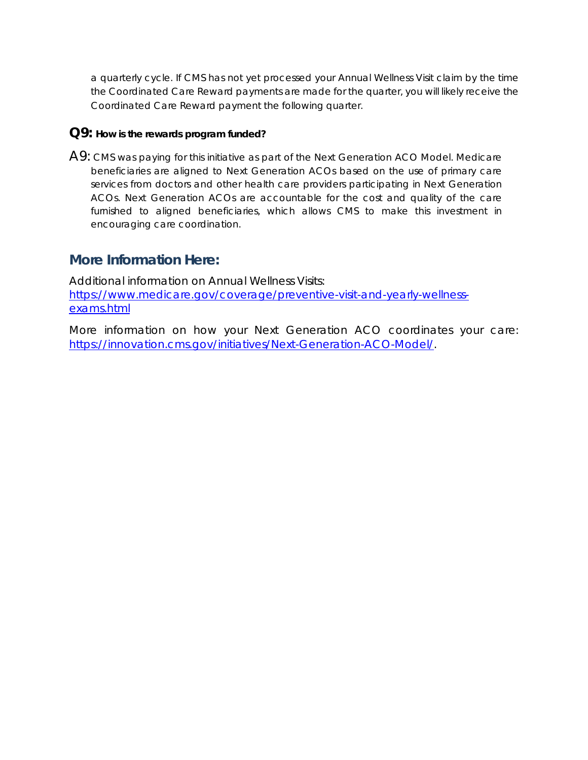a quarterly cycle. If CMS has not yet processed your Annual Wellness Visit claim by the time the Coordinated Care Reward payments are made for the quarter, you will likely receive the Coordinated Care Reward payment the following quarter.

**Q9: How is the rewards program funded?**

A9: CMS was paying for this initiative as part of the Next Generation ACO Model. Medicare beneficiaries are aligned to Next Generation ACOs based on the use of primary care services from doctors and other health care providers participating in Next Generation ACOs. Next Generation ACOs are accountable for the cost and quality of the care furnished to aligned beneficiaries, which allows CMS to make this investment in encouraging care coordination.

## More Information Here:

Additional information on Annual Wellness Visits: [https://www.medicare.gov/coverage/preventive-visit-and-yearly-wellness-exams.html](https://www.medicare.gov/coverage/preventive-visit-and-yearly-wellness-exams.html)

More information on how your Next Generation ACO coordinates your care: [https://innovation.cms.gov/initiatives/Next-Generation-ACO-Model/](https://innovation.cms.gov/initiatives/Next-Generation-ACO-Model/).